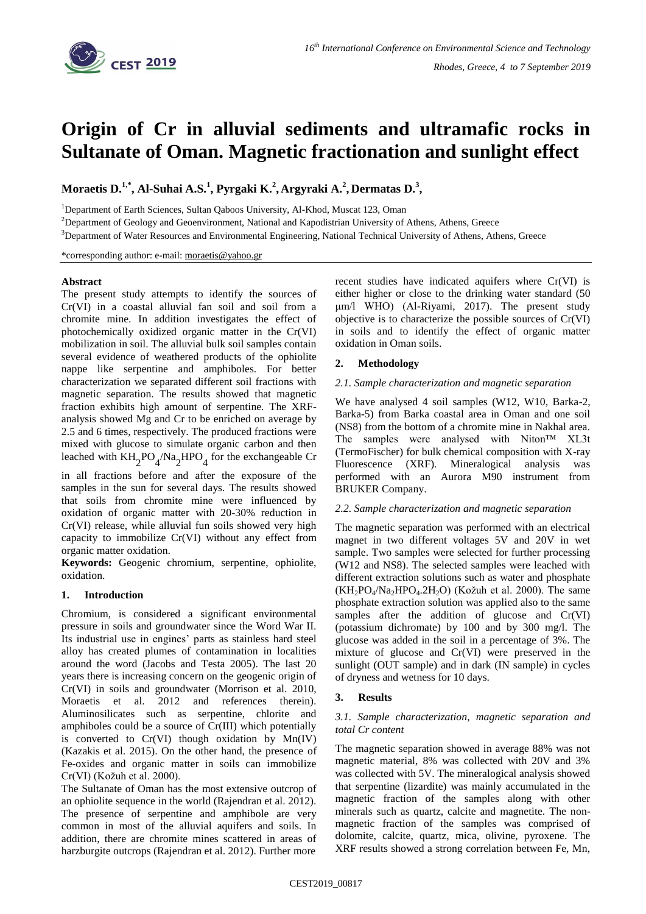# Origin of Cr in alluvial sediments and ultramafic rocks in Sultanate of Oman. Magnetic fractionation and sunlight effect

**Moraetis D.[1,*], Al-Suhai A.S.[1], Pyrgaki K.[2], Argyraki A.[2], Dermatas D.[3],**

[1]Department of Earth Sciences, Sultan Qaboos University, Al-Khod, Muscat 123, Oman

[2]Department of Geology and Geoenvironment, National and Kapodistrian University of Athens, Athens, Greece

[3]Department of Water Resources and Environmental Engineering, National Technical University of Athens, Athens, Greece

*corresponding author: e-mail: moraetis@yahoo.gr

## Abstract

The present study attempts to identify the sources of Cr(VI) in a coastal alluvial fan soil and soil from a chromite mine. In addition investigates the effect of photochemically oxidized organic matter in the Cr(VI) mobilization in soil. The alluvial bulk soil samples contain several evidence of weathered products of the ophiolite nappe like serpentine and amphiboles. For better characterization we separated different soil fractions with magnetic separation. The results showed that magnetic fraction exhibits high amount of serpentine. The XRF-analysis showed Mg and Cr to be enriched on average by 2.5 and 6 times, respectively. The produced fractions were mixed with glucose to simulate organic carbon and then leached with $KH_2PO_4/Na_2HPO_4$ for the exchangeable Cr in all fractions before and after the exposure of the samples in the sun for several days. The results showed that soils from chromite mine were influenced by oxidation of organic matter with 20-30% reduction in Cr(VI) release, while alluvial fun soils showed very high capacity to immobilize Cr(VI) without any effect from organic matter oxidation.

**Keywords:** Geogenic chromium, serpentine, ophiolite, oxidation.

## 1. Introduction

Chromium, is considered a significant environmental pressure in soils and groundwater since the Word War II. Its industrial use in engines' parts as stainless hard steel alloy has created plumes of contamination in localities around the word (Jacobs and Testa 2005). The last 20 years there is increasing concern on the geogenic origin of Cr(VI) in soils and groundwater (Morrison et al. 2010, Moraetis et al. 2012 and references therein). Aluminosilicates such as serpentine, chlorite and amphiboles could be a source of Cr(III) which potentially is converted to Cr(VI) though oxidation by Mn(IV) (Kazakis et al. 2015). On the other hand, the presence of Fe-oxides and organic matter in soils can immobilize Cr(VI) (Kožuh et al. 2000).

The Sultanate of Oman has the most extensive outcrop of an ophiolite sequence in the world (Rajendran et al. 2012). The presence of serpentine and amphibole are very common in most of the alluvial aquifers and soils. In addition, there are chromite mines scattered in areas of harzburgite outcrops (Rajendran et al. 2012). Further more recent studies have indicated aquifers where Cr(VI) is either higher or close to the drinking water standard (50 μm/l WHO) (Al-Riyami, 2017). The present study objective is to characterize the possible sources of Cr(VI) in soils and to identify the effect of organic matter oxidation in Oman soils.

## 2. Methodology

### 2.1. Sample characterization and magnetic separation

We have analysed 4 soil samples (W12, W10, Barka-2, Barka-5) from Barka coastal area in Oman and one soil (NS8) from the bottom of a chromite mine in Nakhal area. The samples were analysed with Niton™ XL3t (TermoFischer) for bulk chemical composition with X-ray Fluorescence (XRF). Mineralogical analysis was performed with an Aurora M90 instrument from BRUKER Company.

### 2.2. Sample characterization and magnetic separation

The magnetic separation was performed with an electrical magnet in two different voltages 5V and 20V in wet sample. Two samples were selected for further processing (W12 and NS8). The selected samples were leached with different extraction solutions such as water and phosphate ($KH_2PO_4/Na_2HPO_4.2H_2O$) (Kožuh et al. 2000). The same phosphate extraction solution was applied also to the same samples after the addition of glucose and Cr(VI) (potassium dichromate) by 100 and by 300 mg/l. The glucose was added in the soil in a percentage of 3%. The mixture of glucose and Cr(VI) were preserved in the sunlight (OUT sample) and in dark (IN sample) in cycles of dryness and wetness for 10 days.

## 3. Results

### 3.1. Sample characterization, magnetic separation and total Cr content

The magnetic separation showed in average 88% was not magnetic material, 8% was collected with 20V and 3% was collected with 5V. The mineralogical analysis showed that serpentine (lizardite) was mainly accumulated in the magnetic fraction of the samples along with other minerals such as quartz, calcite and magnetite. The non-magnetic fraction of the samples was comprised of dolomite, calcite, quartz, mica, olivine, pyroxene. The XRF results showed a strong correlation between Fe, Mn,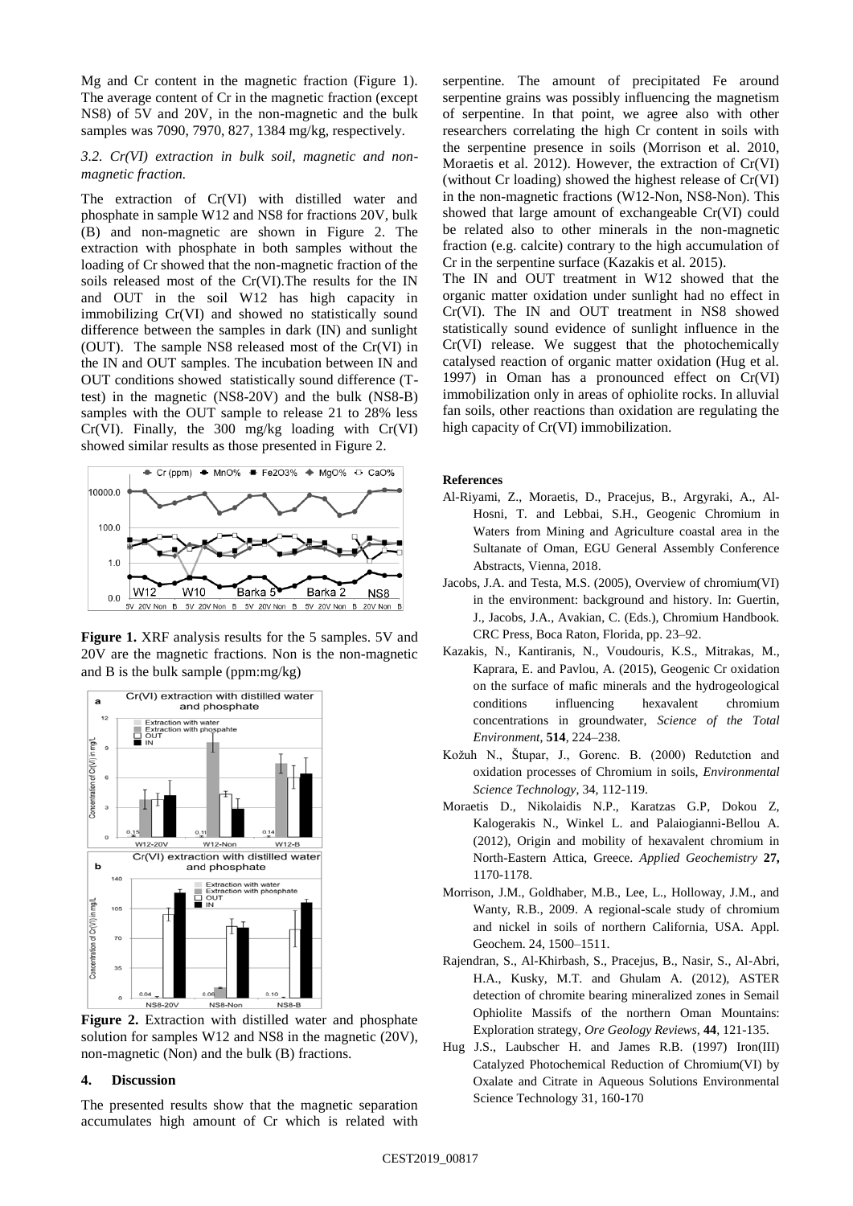Mg and Cr content in the magnetic fraction (Figure 1). The average content of Cr in the magnetic fraction (except NS8) of 5V and 20V, in the non-magnetic and the bulk samples was 7090, 7970, 827, 1384 mg/kg, respectively.

### *3.2. Cr(VI) extraction in bulk soil, magnetic and non-magnetic fraction.*

The extraction of Cr(VI) with distilled water and phosphate in sample W12 and NS8 for fractions 20V, bulk (B) and non-magnetic are shown in Figure 2. The extraction with phosphate in both samples without the loading of Cr showed that the non-magnetic fraction of the soils released most of the Cr(VI).The results for the IN and OUT in the soil W12 has high capacity in immobilizing Cr(VI) and showed no statistically sound difference between the samples in dark (IN) and sunlight (OUT). The sample NS8 released most of the Cr(VI) in the IN and OUT samples. The incubation between IN and OUT conditions showed statistically sound difference (T-test) in the magnetic (NS8-20V) and the bulk (NS8-B) samples with the OUT sample to release 21 to 28% less Cr(VI). Finally, the 300 mg/kg loading with Cr(VI) showed similar results as those presented in Figure 2.

Cr (ppm) MnO% Fe2O3% MgO% CaO%
10000.0
100.0
1.0
0.0
W12 W10 Barka 5 Barka 2 NS8
5V 20V Non B 5V 20V Non B 5V 20V Non B 5V 20V Non B 20V Non B

**Figure 1.** XRF analysis results for the 5 samples. 5V and 20V are the magnetic fractions. Non is the non-magnetic and B is the bulk sample (ppm:mg/kg)

a
Cr(VI) extraction with distilled water and phosphate
Extraction with water
Extraction with phospahte
OUT
IN
Concentration of Cr(VI) in mg/L
12
9
6
3
0
0.15 0.11 0.14
W12-20V W12-Non W12-B

b
Cr(VI) extraction with distilled water and phosphate
Extraction with water
Extraction with phosphate
OUT
IN
Concentration of Cr(VI) in mg/L
140
105
70
35
0
0.04 0.06 0.10
NS8-20V NS8-Non NS8-B

**Figure 2.** Extraction with distilled water and phosphate solution for samples W12 and NS8 in the magnetic (20V), non-magnetic (Non) and the bulk (B) fractions.

## 4. Discussion

The presented results show that the magnetic separation accumulates high amount of Cr which is related with serpentine. The amount of precipitated Fe around serpentine grains was possibly influencing the magnetism of serpentine. In that point, we agree also with other researchers correlating the high Cr content in soils with the serpentine presence in soils (Morrison et al. 2010, Moraetis et al. 2012). However, the extraction of Cr(VI) (without Cr loading) showed the highest release of Cr(VI) in the non-magnetic fractions (W12-Non, NS8-Non). This showed that large amount of exchangeable Cr(VI) could be related also to other minerals in the non-magnetic fraction (e.g. calcite) contrary to the high accumulation of Cr in the serpentine surface (Kazakis et al. 2015).

The IN and OUT treatment in W12 showed that the organic matter oxidation under sunlight had no effect in Cr(VI). The IN and OUT treatment in NS8 showed statistically sound evidence of sunlight influence in the Cr(VI) release. We suggest that the photochemically catalysed reaction of organic matter oxidation (Hug et al. 1997) in Oman has a pronounced effect on Cr(VI) immobilization only in areas of ophiolite rocks. In alluvial fan soils, other reactions than oxidation are regulating the high capacity of Cr(VI) immobilization.

## References

- Al-Riyami, Z., Moraetis, D., Pracejus, B., Argyraki, A., Al-Hosni, T. and Lebbai, S.H., Geogenic Chromium in Waters from Mining and Agriculture coastal area in the Sultanate of Oman, EGU General Assembly Conference Abstracts, Vienna, 2018.
- Jacobs, J.A. and Testa, M.S. (2005), Overview of chromium(VI) in the environment: background and history. In: Guertin, J., Jacobs, J.A., Avakian, C. (Eds.), Chromium Handbook. CRC Press, Boca Raton, Florida, pp. 23–92.
- Kazakis, N., Kantiranis, N., Voudouris, K.S., Mitrakas, M., Kaprara, E. and Pavlou, A. (2015), Geogenic Cr oxidation on the surface of mafic minerals and the hydrogeological conditions influencing hexavalent chromium concentrations in groundwater, *Science of the Total Environment*, **514**, 224–238.
- Kožuh N., Štupar, J., Gorenc. B. (2000) Redutction and oxidation processes of Chromium in soils, *Environmental Science Technology*, 34, 112-119.
- Moraetis D., Nikolaidis N.P., Karatzas G.P, Dokou Z, Kalogerakis N., Winkel L. and Palaiogianni-Bellou A. (2012), Origin and mobility of hexavalent chromium in North-Eastern Attica, Greece. *Applied Geochemistry* **27,** 1170-1178.
- Morrison, J.M., Goldhaber, M.B., Lee, L., Holloway, J.M., and Wanty, R.B., 2009. A regional-scale study of chromium and nickel in soils of northern California, USA. Appl. Geochem. 24, 1500–1511.
- Rajendran, S., Al-Khirbash, S., Pracejus, B., Nasir, S., Al-Abri, H.A., Kusky, M.T. and Ghulam A. (2012), ASTER detection of chromite bearing mineralized zones in Semail Ophiolite Massifs of the northern Oman Mountains: Exploration strategy, *Ore Geology Reviews*, **44**, 121-135.
- Hug J.S., Laubscher H. and James R.B. (1997) Iron(III) Catalyzed Photochemical Reduction of Chromium(VI) by Oxalate and Citrate in Aqueous Solutions Environmental Science Technology 31, 160-170